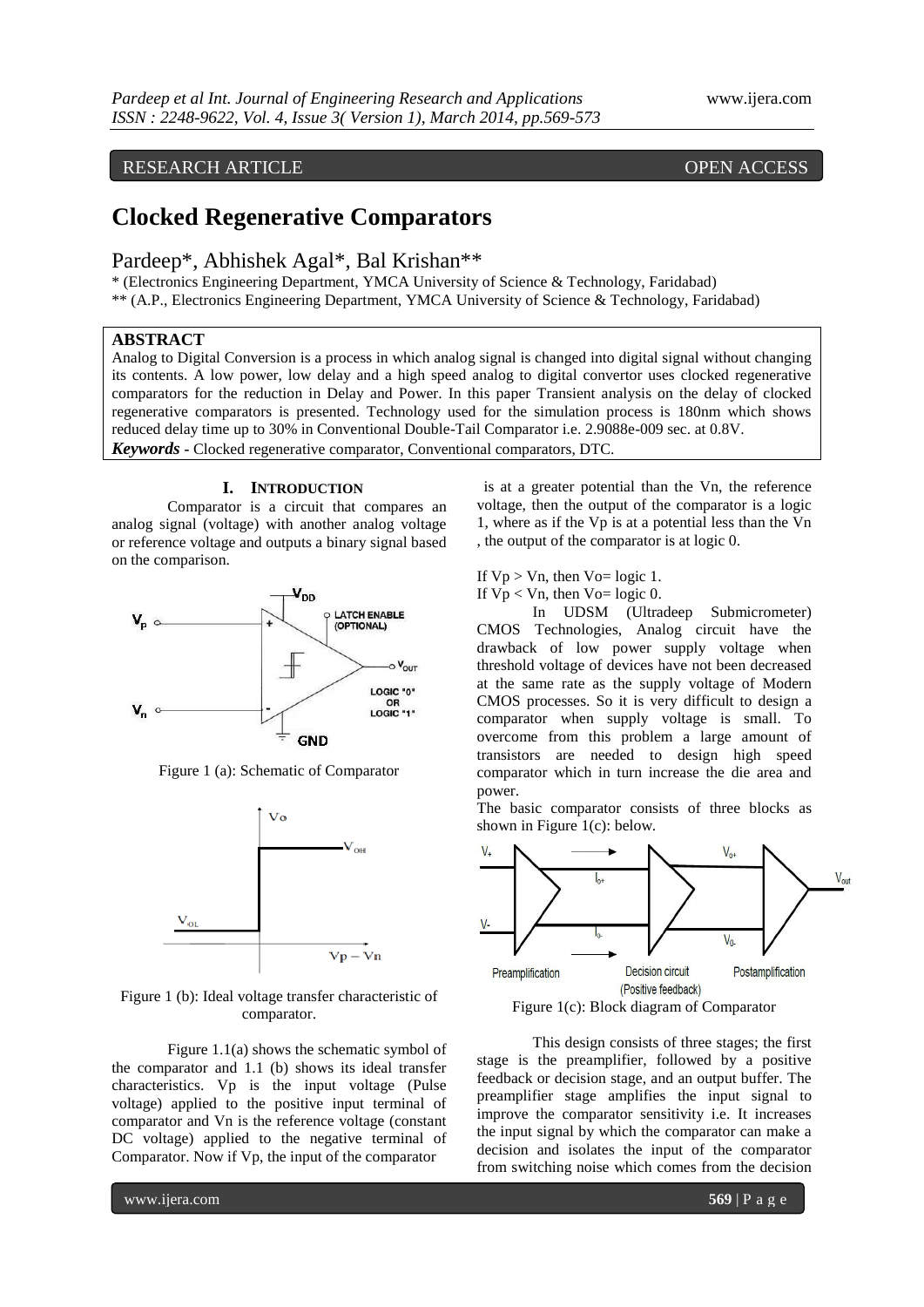RESEARCH ARTICLE OPEN ACCESS

# Clocked Regenerative Comparators

Pardeep*, Abhishek Agal*, Bal Krishan**

\* (Electronics Engineering Department, YMCA University of Science & Technology, Faridabad)
** (A.P., Electronics Engineering Department, YMCA University of Science & Technology, Faridabad)

## ABSTRACT

Analog to Digital Conversion is a process in which analog signal is changed into digital signal without changing its contents. A low power, low delay and a high speed analog to digital convertor uses clocked regenerative comparators for the reduction in Delay and Power. In this paper Transient analysis on the delay of clocked regenerative comparators is presented. Technology used for the simulation process is 180nm which shows reduced delay time up to 30% in Conventional Double-Tail Comparator i.e. 2.9088e-009 sec. at 0.8V.

***Keywords*** - Clocked regenerative comparator, Conventional comparators, DTC.

## I. INTRODUCTION

Comparator is a circuit that compares an analog signal (voltage) with another analog voltage or reference voltage and outputs a binary signal based on the comparison.

Figure 1 (a): Schematic of Comparator

Figure 1 (b): Ideal voltage transfer characteristic of comparator.

Figure 1.1(a) shows the schematic symbol of the comparator and 1.1 (b) shows its ideal transfer characteristics. Vp is the input voltage (Pulse voltage) applied to the positive input terminal of comparator and Vn is the reference voltage (constant DC voltage) applied to the negative terminal of Comparator. Now if Vp, the input of the comparator is at a greater potential than the Vn, the reference voltage, then the output of the comparator is a logic 1, where as if the Vp is at a potential less than the Vn , the output of the comparator is at logic 0.

If Vp > Vn, then Vo= logic 1.
If Vp < Vn, then Vo= logic 0.

In UDSM (Ultradeep Submicrometer) CMOS Technologies, Analog circuit have the drawback of low power supply voltage when threshold voltage of devices have not been decreased at the same rate as the supply voltage of Modern CMOS processes. So it is very difficult to design a comparator when supply voltage is small. To overcome from this problem a large amount of transistors are needed to design high speed comparator which in turn increase the die area and power.

The basic comparator consists of three blocks as shown in Figure 1(c): below.

Figure 1(c): Block diagram of Comparator

This design consists of three stages; the first stage is the preamplifier, followed by a positive feedback or decision stage, and an output buffer. The preamplifier stage amplifies the input signal to improve the comparator sensitivity i.e. It increases the input signal by which the comparator can make a decision and isolates the input of the comparator from switching noise which comes from the decision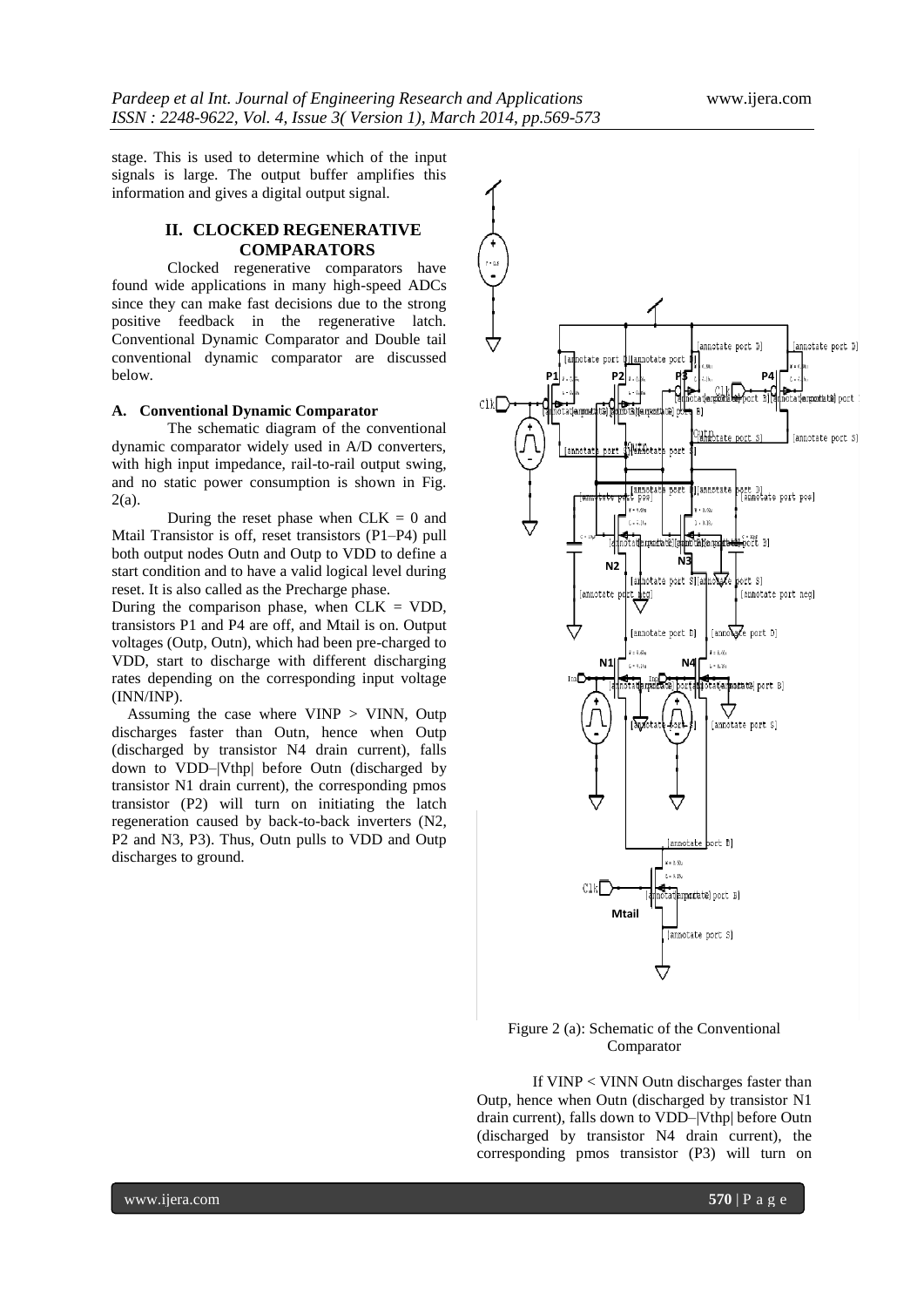stage. This is used to determine which of the input signals is large. The output buffer amplifies this information and gives a digital output signal.

## II. CLOCKED REGENERATIVE COMPARATORS

Clocked regenerative comparators have found wide applications in many high-speed ADCs since they can make fast decisions due to the strong positive feedback in the regenerative latch. Conventional Dynamic Comparator and Double tail conventional dynamic comparator are discussed below.

### A. Conventional Dynamic Comparator

The schematic diagram of the conventional dynamic comparator widely used in A/D converters, with high input impedance, rail-to-rail output swing, and no static power consumption is shown in Fig. 2(a).

During the reset phase when CLK = 0 and Mtail Transistor is off, reset transistors (P1–P4) pull both output nodes Outn and Outp to VDD to define a start condition and to have a valid logical level during reset. It is also called as the Precharge phase.

During the comparison phase, when CLK = VDD, transistors P1 and P4 are off, and Mtail is on. Output voltages (Outp, Outn), which had been pre-charged to VDD, start to discharge with different discharging rates depending on the corresponding input voltage (INN/INP).

Assuming the case where VINP > VINN, Outp discharges faster than Outn, hence when Outp (discharged by transistor N4 drain current), falls down to VDD–|Vthp| before Outn (discharged by transistor N1 drain current), the corresponding pmos transistor (P2) will turn on initiating the latch regeneration caused by back-to-back inverters (N2, P2 and N3, P3). Thus, Outn pulls to VDD and Outp discharges to ground.

Figure 2 (a): Schematic of the Conventional Comparator

If VINP < VINN Outn discharges faster than Outp, hence when Outn (discharged by transistor N1 drain current), falls down to VDD–|Vthp| before Outn (discharged by transistor N4 drain current), the corresponding pmos transistor (P3) will turn on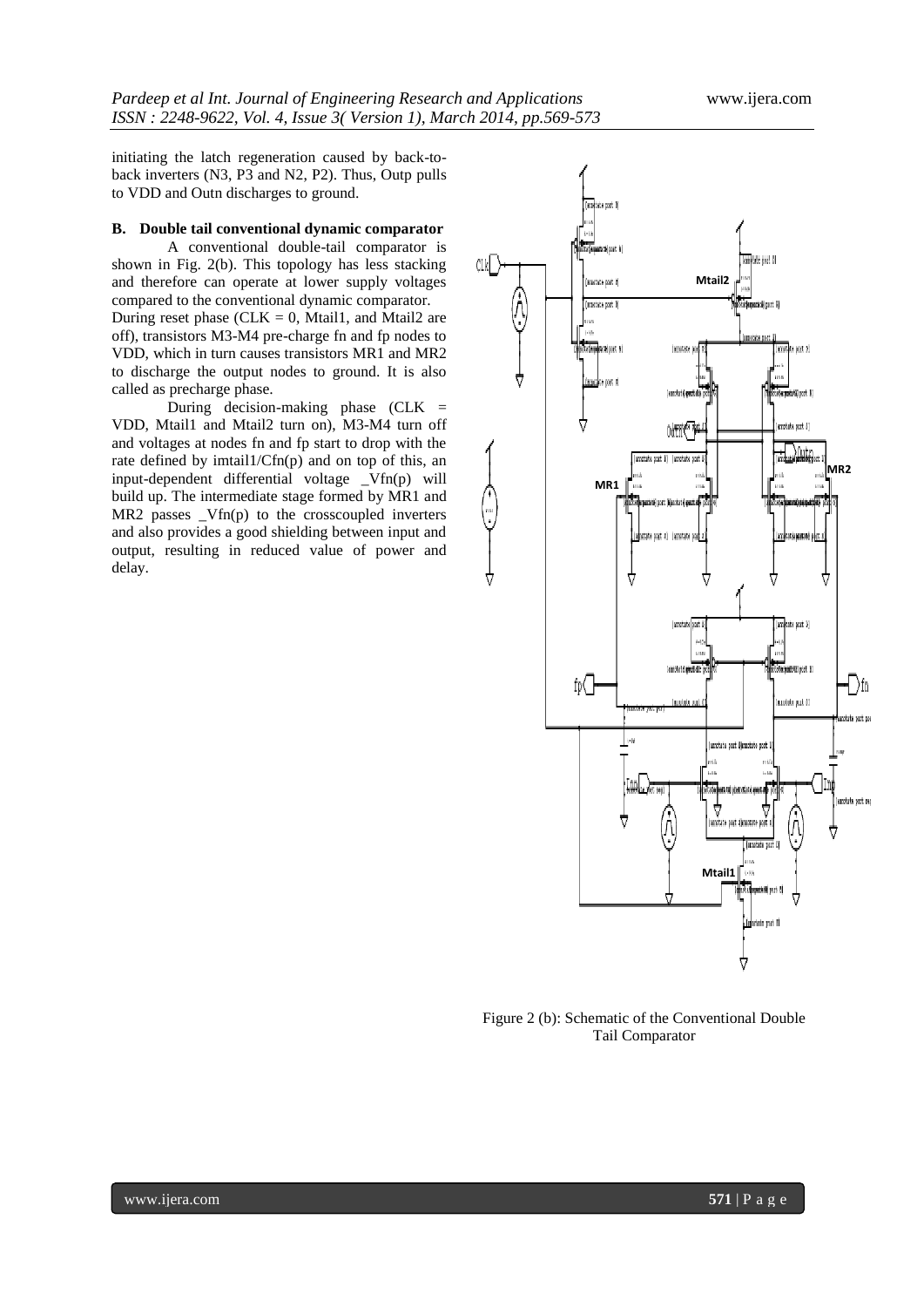initiating the latch regeneration caused by back-to-back inverters (N3, P3 and N2, P2). Thus, Outp pulls to VDD and Outn discharges to ground.

### B. Double tail conventional dynamic comparator

A conventional double-tail comparator is shown in Fig. 2(b). This topology has less stacking and therefore can operate at lower supply voltages compared to the conventional dynamic comparator.
During reset phase (CLK = 0, Mtail1, and Mtail2 are off), transistors M3-M4 pre-charge fn and fp nodes to VDD, which in turn causes transistors MR1 and MR2 to discharge the output nodes to ground. It is also called as precharge phase.

During decision-making phase (CLK = VDD, Mtail1 and Mtail2 turn on), M3-M4 turn off and voltages at nodes fn and fp start to drop with the rate defined by imtail1/Cfn(p) and on top of this, an input-dependent differential voltage _Vfn(p) will build up. The intermediate stage formed by MR1 and MR2 passes _Vfn(p) to the crosscoupled inverters and also provides a good shielding between input and output, resulting in reduced value of power and delay.

Figure 2 (b): Schematic of the Conventional Double Tail Comparator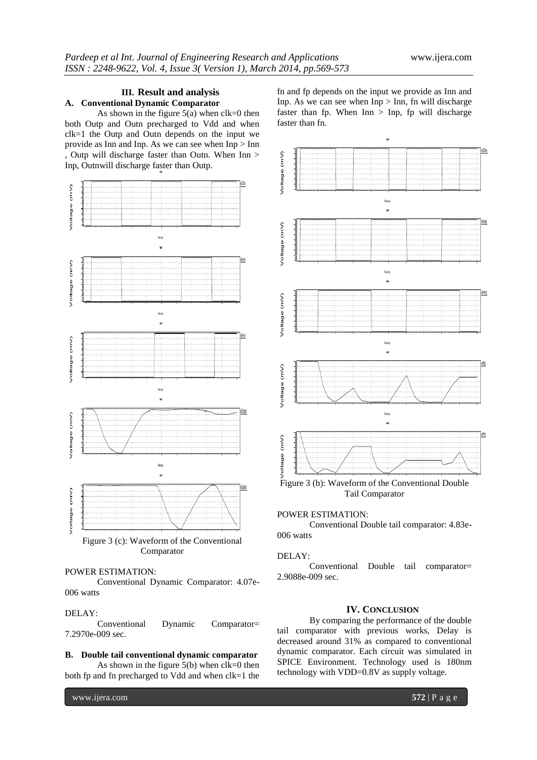## III. Result and analysis

### A. Conventional Dynamic Comparator

As shown in the figure 5(a) when clk=0 then both Outp and Outn precharged to Vdd and when clk=1 the Outp and Outn depends on the input we provide as Inn and Inp. As we can see when Inp > Inn , Outp will discharge faster than Outn. When Inn > Inp, Outnwill discharge faster than Outp.

Figure 3 (c): Waveform of the Conventional Comparator

POWER ESTIMATION:

Conventional Dynamic Comparator: 4.07e-006 watts

DELAY:

Conventional Dynamic Comparator= 7.2970e-009 sec.

### B. Double tail conventional dynamic comparator

As shown in the figure 5(b) when clk=0 then both fp and fn precharged to Vdd and when clk=1 the fn and fp depends on the input we provide as Inn and Inp. As we can see when Inp > Inn, fn will discharge faster than fp. When Inn > Inp, fp will discharge faster than fn.

Figure 3 (b): Waveform of the Conventional Double Tail Comparator

POWER ESTIMATION:

Conventional Double tail comparator: 4.83e-006 watts

DELAY:

Conventional Double tail comparator= 2.9088e-009 sec.

## IV. Conclusion

By comparing the performance of the double tail comparator with previous works, Delay is decreased around 31% as compared to conventional dynamic comparator. Each circuit was simulated in SPICE Environment. Technology used is 180nm technology with VDD=0.8V as supply voltage.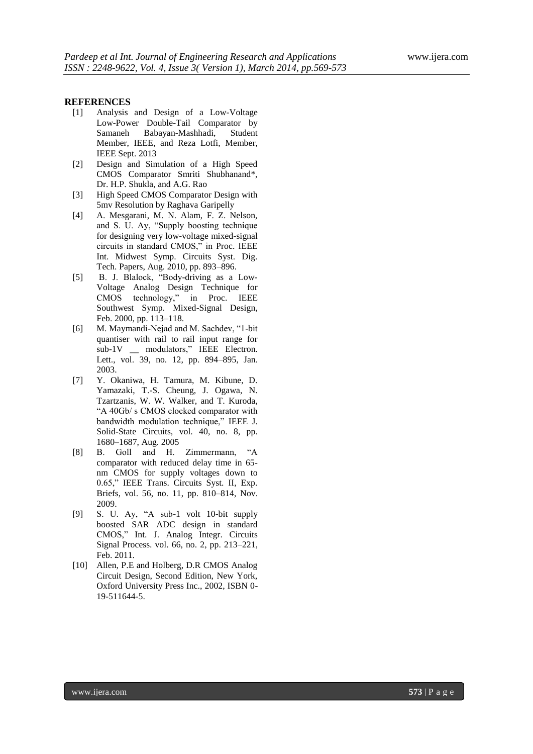## REFERENCES

[1] Analysis and Design of a Low-Voltage Low-Power Double-Tail Comparator by Samaneh Babayan-Mashhadi, Student Member, IEEE, and Reza Lotfi, Member, IEEE Sept. 2013

[2] Design and Simulation of a High Speed CMOS Comparator Smriti Shubhanand*, Dr. H.P. Shukla, and A.G. Rao

[3] High Speed CMOS Comparator Design with 5mv Resolution by Raghava Garipelly

[4] A. Mesgarani, M. N. Alam, F. Z. Nelson, and S. U. Ay, "Supply boosting technique for designing very low-voltage mixed-signal circuits in standard CMOS," in Proc. IEEE Int. Midwest Symp. Circuits Syst. Dig. Tech. Papers, Aug. 2010, pp. 893–896.

[5] B. J. Blalock, "Body-driving as a Low-Voltage Analog Design Technique for CMOS technology," in Proc. IEEE Southwest Symp. Mixed-Signal Design, Feb. 2000, pp. 113–118.

[6] M. Maymandi-Nejad and M. Sachdev, "1-bit quantiser with rail to rail input range for sub-1V __ modulators," IEEE Electron. Lett., vol. 39, no. 12, pp. 894–895, Jan. 2003.

[7] Y. Okaniwa, H. Tamura, M. Kibune, D. Yamazaki, T.-S. Cheung, J. Ogawa, N. Tzartzanis, W. W. Walker, and T. Kuroda, "A 40Gb/ s CMOS clocked comparator with bandwidth modulation technique," IEEE J. Solid-State Circuits, vol. 40, no. 8, pp. 1680–1687, Aug. 2005

[8] B. Goll and H. Zimmermann, "A comparator with reduced delay time in 65-nm CMOS for supply voltages down to 0.65," IEEE Trans. Circuits Syst. II, Exp. Briefs, vol. 56, no. 11, pp. 810–814, Nov. 2009.

[9] S. U. Ay, "A sub-1 volt 10-bit supply boosted SAR ADC design in standard CMOS," Int. J. Analog Integr. Circuits Signal Process. vol. 66, no. 2, pp. 213–221, Feb. 2011.

[10] Allen, P.E and Holberg, D.R CMOS Analog Circuit Design, Second Edition, New York, Oxford University Press Inc., 2002, ISBN 0-19-511644-5.